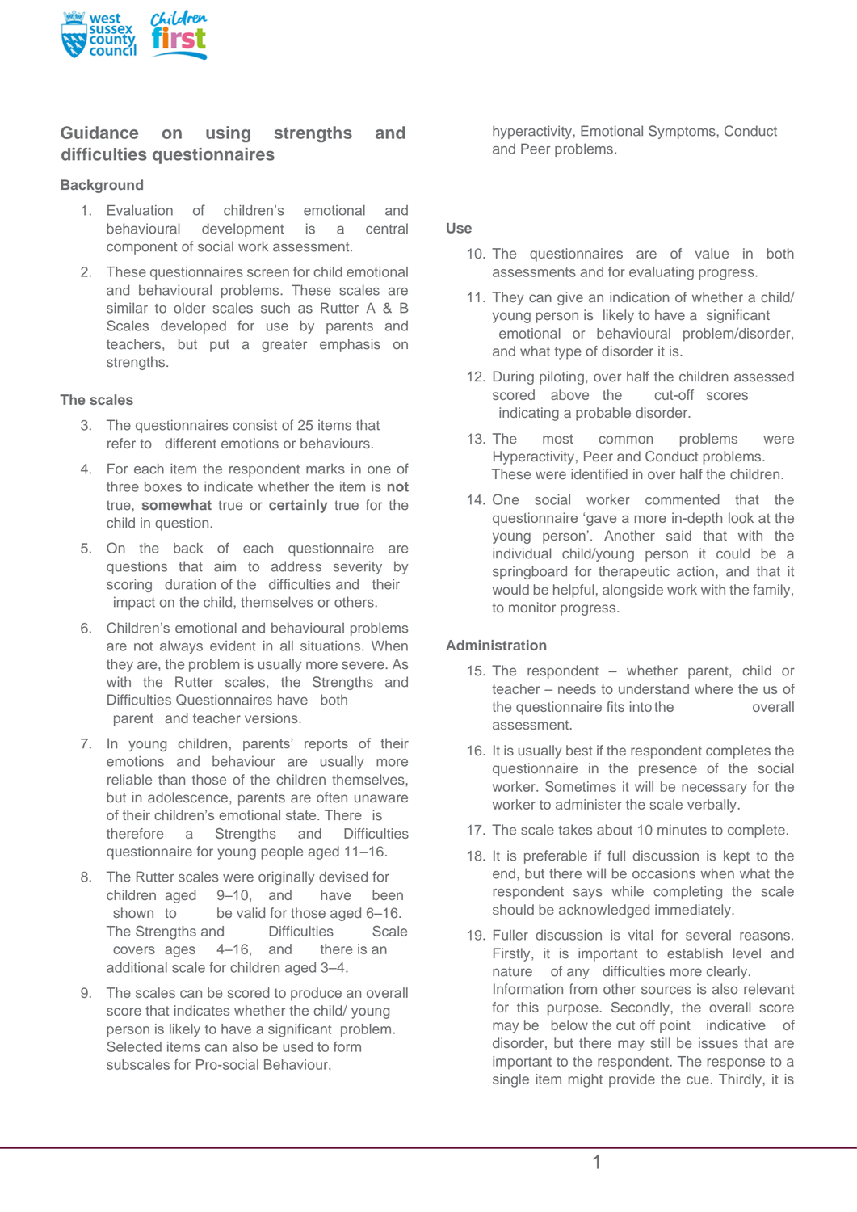## Guidance on using strengths and difficulties questionnaires

### Background

1. Evaluation of children's emotional and behavioural development is a central component of social work assessment.
2. These questionnaires screen for child emotional and behavioural problems. These scales are similar to older scales such as Rutter A & B Scales developed for use by parents and teachers, but put a greater emphasis on strengths.

### The scales

3. The questionnaires consist of 25 items that refer to different emotions or behaviours.
4. For each item the respondent marks in one of three boxes to indicate whether the item is **not** true, **somewhat** true or **certainly** true for the child in question.
5. On the back of each questionnaire are questions that aim to address severity by scoring duration of the difficulties and their impact on the child, themselves or others.
6. Children's emotional and behavioural problems are not always evident in all situations. When they are, the problem is usually more severe. As with the Rutter scales, the Strengths and Difficulties Questionnaires have both parent and teacher versions.
7. In young children, parents' reports of their emotions and behaviour are usually more reliable than those of the children themselves, but in adolescence, parents are often unaware of their children's emotional state. There is therefore a Strengths and Difficulties questionnaire for young people aged 11–16.
8. The Rutter scales were originally devised for children aged 9–10, and have been shown to be valid for those aged 6–16. The Strengths and Difficulties Scale covers ages 4–16, and there is an additional scale for children aged 3–4.
9. The scales can be scored to produce an overall score that indicates whether the child/ young person is likely to have a significant problem. Selected items can also be used to form subscales for Pro-social Behaviour, hyperactivity, Emotional Symptoms, Conduct and Peer problems.

### Use

10. The questionnaires are of value in both assessments and for evaluating progress.
11. They can give an indication of whether a child/ young person is likely to have a significant emotional or behavioural problem/disorder, and what type of disorder it is.
12. During piloting, over half the children assessed scored above the cut-off scores indicating a probable disorder.
13. The most common problems were Hyperactivity, Peer and Conduct problems. These were identified in over half the children.
14. One social worker commented that the questionnaire 'gave a more in-depth look at the young person'. Another said that with the individual child/young person it could be a springboard for therapeutic action, and that it would be helpful, alongside work with the family, to monitor progress.

### Administration

15. The respondent – whether parent, child or teacher – needs to understand where the us of the questionnaire fits into the overall assessment.
16. It is usually best if the respondent completes the questionnaire in the presence of the social worker. Sometimes it will be necessary for the worker to administer the scale verbally.
17. The scale takes about 10 minutes to complete.
18. It is preferable if full discussion is kept to the end, but there will be occasions when what the respondent says while completing the scale should be acknowledged immediately.
19. Fuller discussion is vital for several reasons. Firstly, it is important to establish level and nature of any difficulties more clearly. Information from other sources is also relevant for this purpose. Secondly, the overall score may be below the cut off point indicative of disorder, but there may still be issues that are important to the respondent. The response to a single item might provide the cue. Thirdly, it is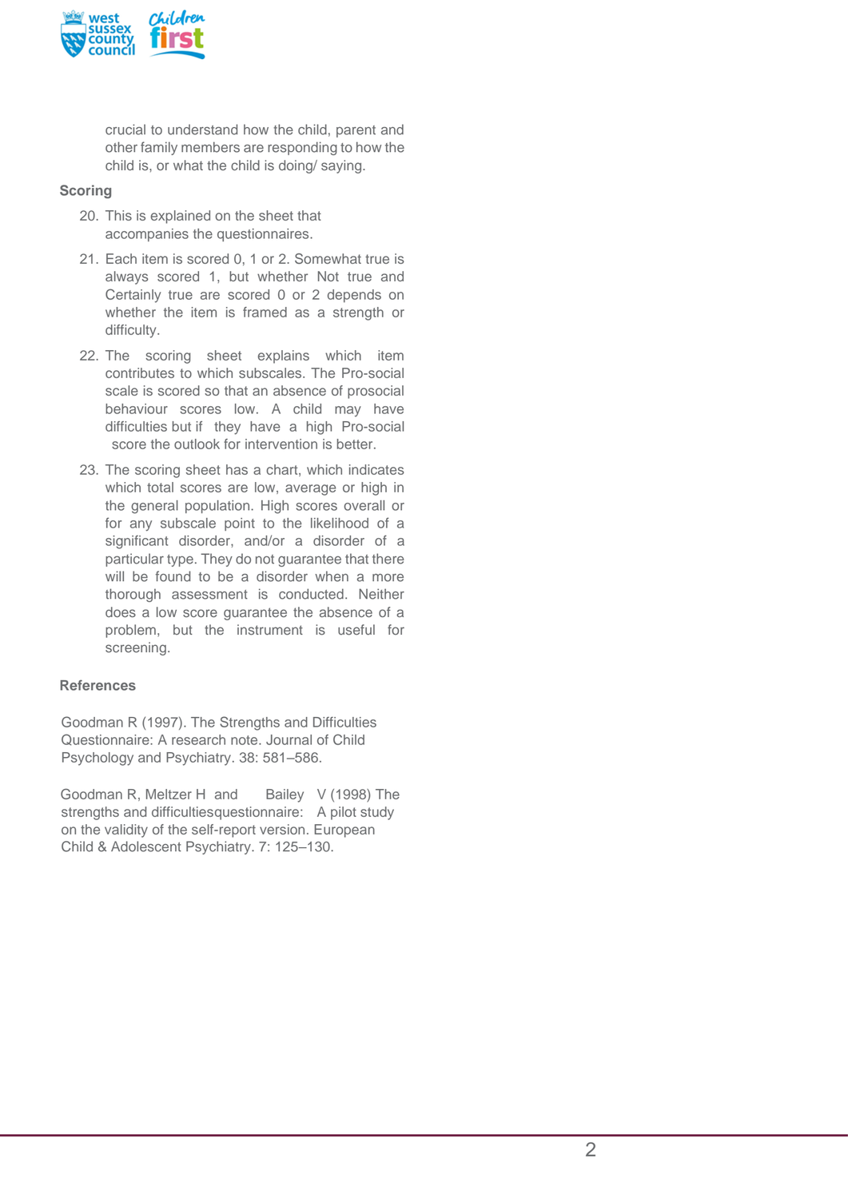crucial to understand how the child, parent and other family members are responding to how the child is, or what the child is doing/ saying.

**Scoring**

20. This is explained on the sheet that accompanies the questionnaires.
21. Each item is scored 0, 1 or 2. Somewhat true is always scored 1, but whether Not true and Certainly true are scored 0 or 2 depends on whether the item is framed as a strength or difficulty.
22. The scoring sheet explains which item contributes to which subscales. The Pro-social scale is scored so that an absence of prosocial behaviour scores low. A child may have difficulties but if they have a high Pro-social score the outlook for intervention is better.
23. The scoring sheet has a chart, which indicates which total scores are low, average or high in the general population. High scores overall or for any subscale point to the likelihood of a significant disorder, and/or a disorder of a particular type. They do not guarantee that there will be found to be a disorder when a more thorough assessment is conducted. Neither does a low score guarantee the absence of a problem, but the instrument is useful for screening.

**References**

Goodman R (1997). The Strengths and Difficulties Questionnaire: A research note. Journal of Child Psychology and Psychiatry. 38: 581–586.

Goodman R, Meltzer H and Bailey V (1998) The strengths and difficultiesquestionnaire: A pilot study on the validity of the self-report version. European Child & Adolescent Psychiatry. 7: 125–130.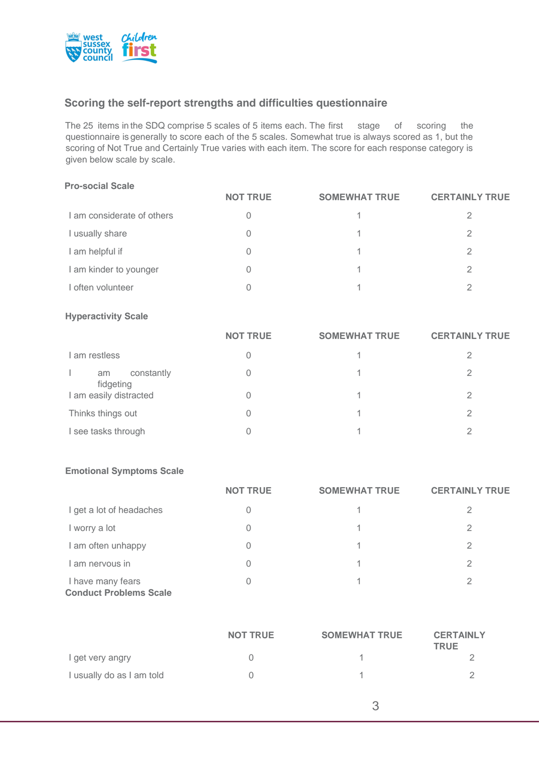## Scoring the self-report strengths and difficulties questionnaire

The 25 items in the SDQ comprise 5 scales of 5 items each. The first stage of scoring the questionnaire is generally to score each of the 5 scales. Somewhat true is always scored as 1, but the scoring of Not True and Certainly True varies with each item. The score for each response category is given below scale by scale.

### Pro-social Scale

| | NOT TRUE | SOMEWHAT TRUE | CERTAINLY TRUE |
|---|---|---|---|
| I am considerate of others | 0 | 1 | 2 |
| I usually share | 0 | 1 | 2 |
| I am helpful if | 0 | 1 | 2 |
| I am kinder to younger | 0 | 1 | 2 |
| I often volunteer | 0 | 1 | 2 |

### Hyperactivity Scale

| | NOT TRUE | SOMEWHAT TRUE | CERTAINLY TRUE |
|---|---|---|---|
| I am restless | 0 | 1 | 2 |
| I am constantly fidgeting | 0 | 1 | 2 |
| I am easily distracted | 0 | 1 | 2 |
| Thinks things out | 0 | 1 | 2 |
| I see tasks through | 0 | 1 | 2 |

### Emotional Symptoms Scale

| | NOT TRUE | SOMEWHAT TRUE | CERTAINLY TRUE |
|---|---|---|---|
| I get a lot of headaches | 0 | 1 | 2 |
| I worry a lot | 0 | 1 | 2 |
| I am often unhappy | 0 | 1 | 2 |
| I am nervous in | 0 | 1 | 2 |
| I have many fears | 0 | 1 | 2 |

### Conduct Problems Scale

| | NOT TRUE | SOMEWHAT TRUE | CERTAINLY TRUE |
|---|---|---|---|
| I get very angry | 0 | 1 | 2 |
| I usually do as I am told | 0 | 1 | 2 |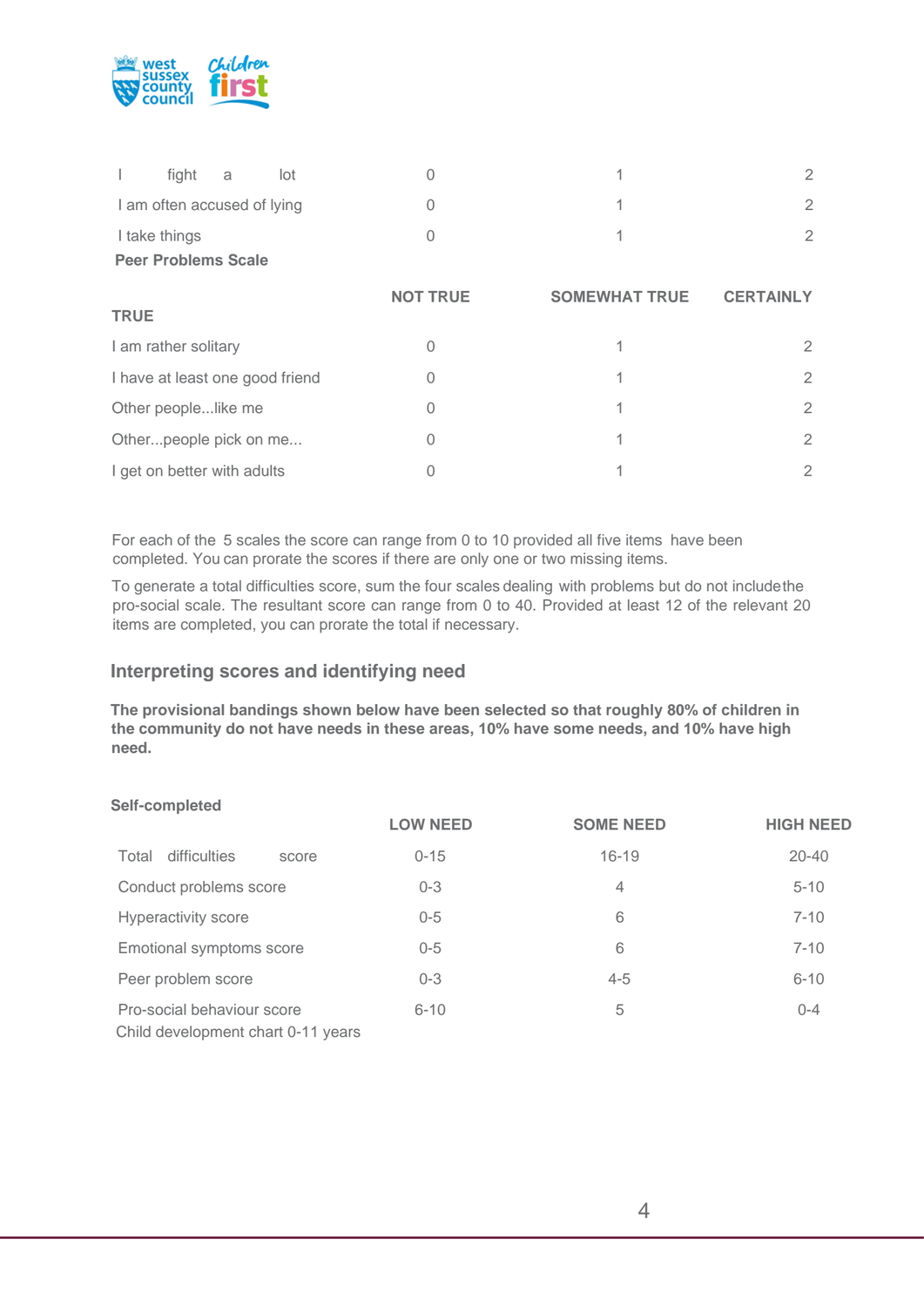| | | | |
|---|---|---|---|
| I fight a lot | 0 | 1 | 2 |
| I am often accused of lying | 0 | 1 | 2 |
| I take things | 0 | 1 | 2 |

**Peer Problems Scale**

| | NOT TRUE | SOMEWHAT TRUE | CERTAINLY TRUE |
|---|---|---|---|
| I am rather solitary | 0 | 1 | 2 |
| I have at least one good friend | 0 | 1 | 2 |
| Other people...like me | 0 | 1 | 2 |
| Other...people pick on me... | 0 | 1 | 2 |
| I get on better with adults | 0 | 1 | 2 |

For each of the 5 scales the score can range from 0 to 10 provided all five items have been completed. You can prorate the scores if there are only one or two missing items.

To generate a total difficulties score, sum the four scales dealing with problems but do not include the pro-social scale. The resultant score can range from 0 to 40. Provided at least 12 of the relevant 20 items are completed, you can prorate the total if necessary.

## Interpreting scores and identifying need

**The provisional bandings shown below have been selected so that roughly 80% of children in the community do not have needs in these areas, 10% have some needs, and 10% have high need.**

**Self-completed**

| | LOW NEED | SOME NEED | HIGH NEED |
|---|---|---|---|
| Total difficulties score | 0-15 | 16-19 | 20-40 |
| Conduct problems score | 0-3 | 4 | 5-10 |
| Hyperactivity score | 0-5 | 6 | 7-10 |
| Emotional symptoms score | 0-5 | 6 | 7-10 |
| Peer problem score | 0-3 | 4-5 | 6-10 |
| Pro-social behaviour score | 6-10 | 5 | 0-4 |

Child development chart 0-11 years